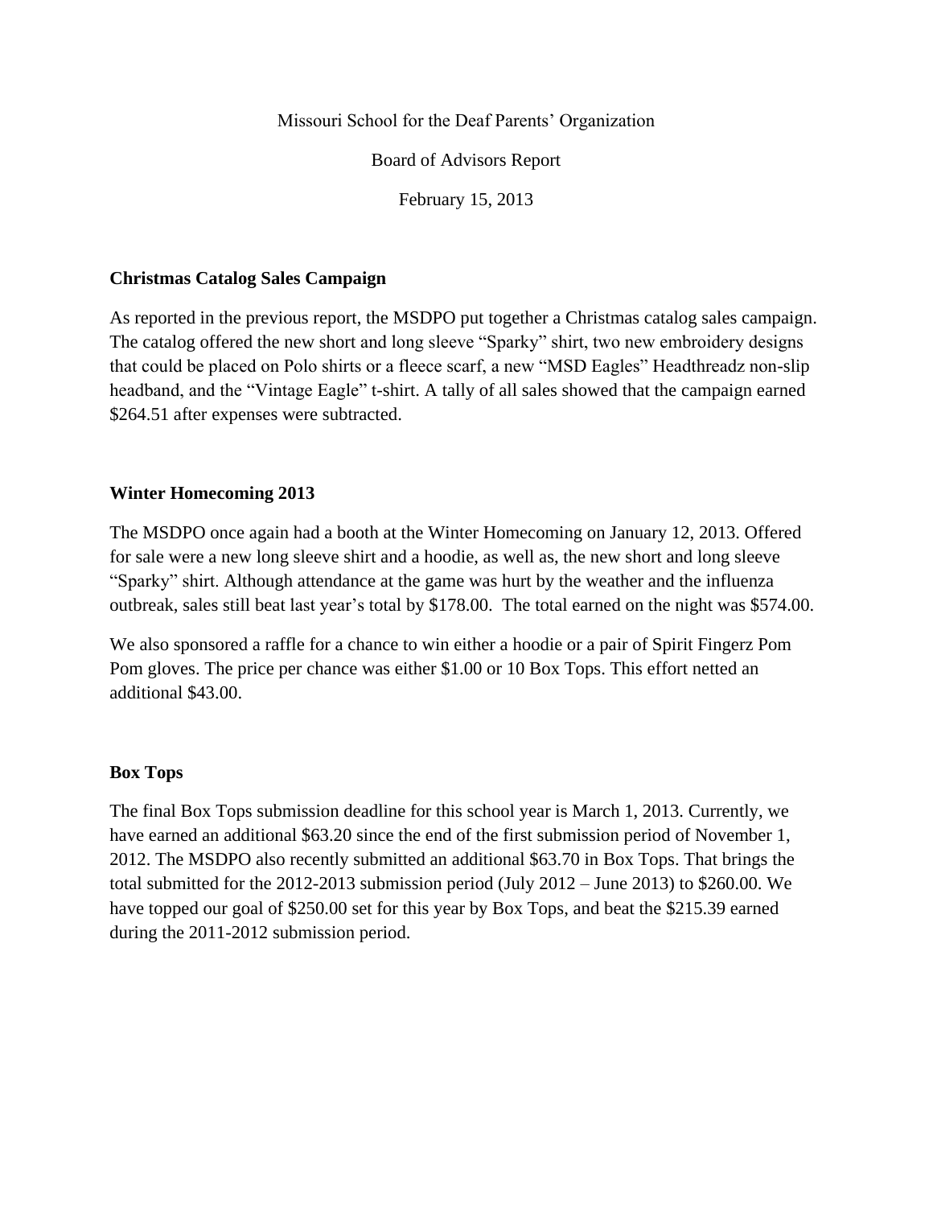Missouri School for the Deaf Parents' Organization

Board of Advisors Report

February 15, 2013

## Christmas Catalog Sales Campaign

As reported in the previous report, the MSDPO put together a Christmas catalog sales campaign. The catalog offered the new short and long sleeve "Sparky" shirt, two new embroidery designs that could be placed on Polo shirts or a fleece scarf, a new "MSD Eagles" Headthreadz non-slip headband, and the "Vintage Eagle" t-shirt. A tally of all sales showed that the campaign earned $264.51 after expenses were subtracted.

## Winter Homecoming 2013

The MSDPO once again had a booth at the Winter Homecoming on January 12, 2013. Offered for sale were a new long sleeve shirt and a hoodie, as well as, the new short and long sleeve "Sparky" shirt. Although attendance at the game was hurt by the weather and the influenza outbreak, sales still beat last year's total by $178.00. The total earned on the night was $574.00.

We also sponsored a raffle for a chance to win either a hoodie or a pair of Spirit Fingerz Pom Pom gloves. The price per chance was either $1.00 or 10 Box Tops. This effort netted an additional $43.00.

## Box Tops

The final Box Tops submission deadline for this school year is March 1, 2013. Currently, we have earned an additional $63.20 since the end of the first submission period of November 1, 2012. The MSDPO also recently submitted an additional $63.70 in Box Tops. That brings the total submitted for the 2012-2013 submission period (July 2012 – June 2013) to $260.00. We have topped our goal of $250.00 set for this year by Box Tops, and beat the $215.39 earned during the 2011-2012 submission period.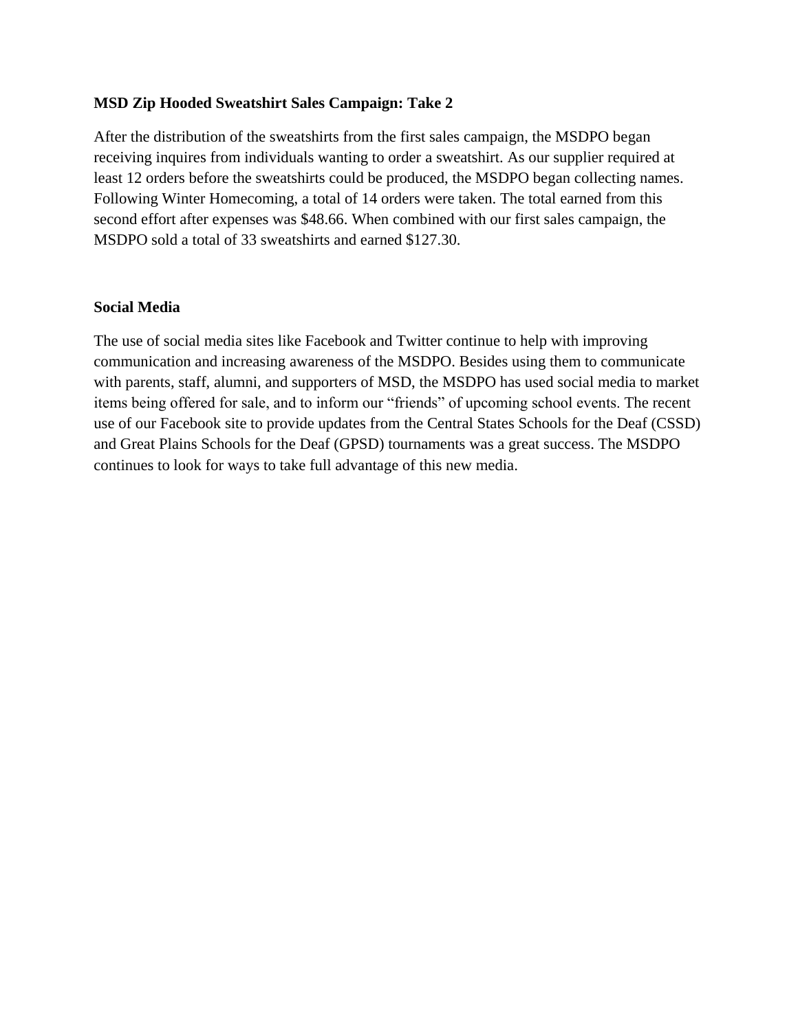**MSD Zip Hooded Sweatshirt Sales Campaign: Take 2**

After the distribution of the sweatshirts from the first sales campaign, the MSDPO began receiving inquires from individuals wanting to order a sweatshirt. As our supplier required at least 12 orders before the sweatshirts could be produced, the MSDPO began collecting names. Following Winter Homecoming, a total of 14 orders were taken. The total earned from this second effort after expenses was $48.66. When combined with our first sales campaign, the MSDPO sold a total of 33 sweatshirts and earned $127.30.

**Social Media**

The use of social media sites like Facebook and Twitter continue to help with improving communication and increasing awareness of the MSDPO. Besides using them to communicate with parents, staff, alumni, and supporters of MSD, the MSDPO has used social media to market items being offered for sale, and to inform our "friends" of upcoming school events. The recent use of our Facebook site to provide updates from the Central States Schools for the Deaf (CSSD) and Great Plains Schools for the Deaf (GPSD) tournaments was a great success. The MSDPO continues to look for ways to take full advantage of this new media.